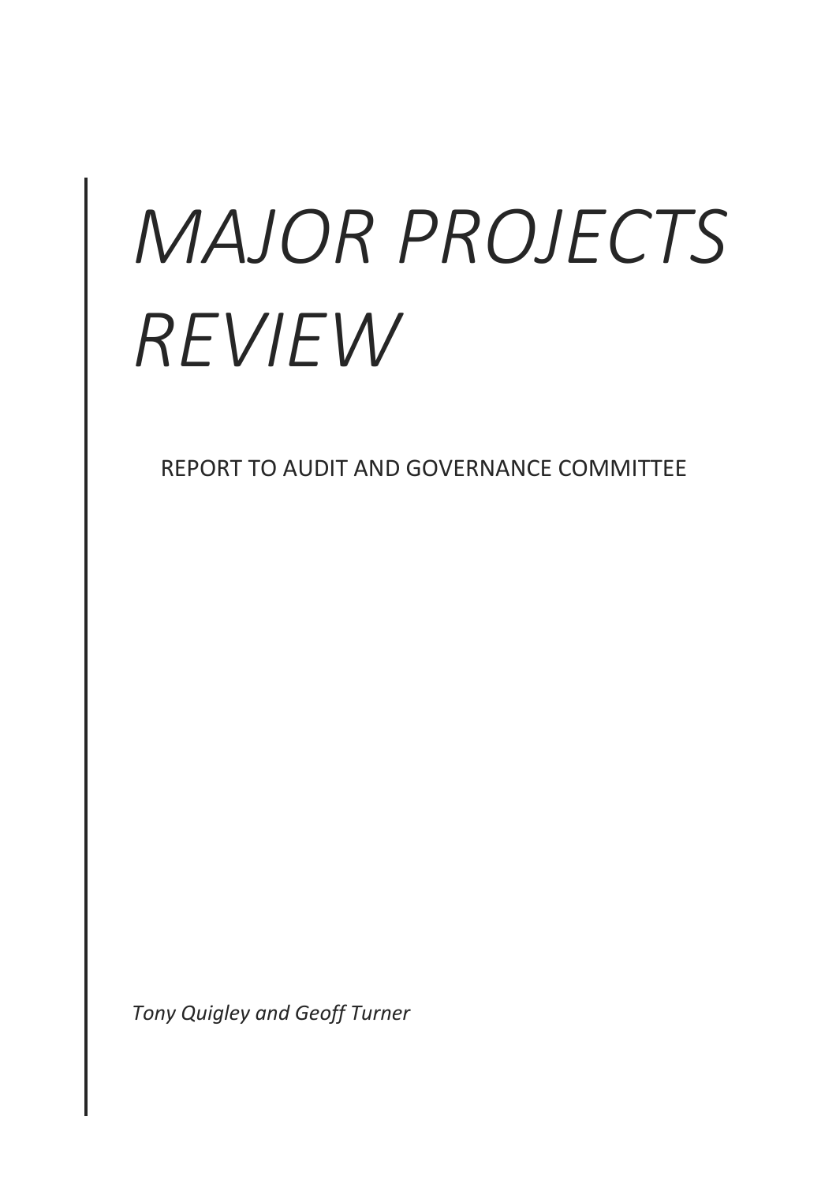# *MAJOR PROJECTS REVIEW*

REPORT TO AUDIT AND GOVERNANCE COMMITTEE

*Tony Quigley and Geoff Turner*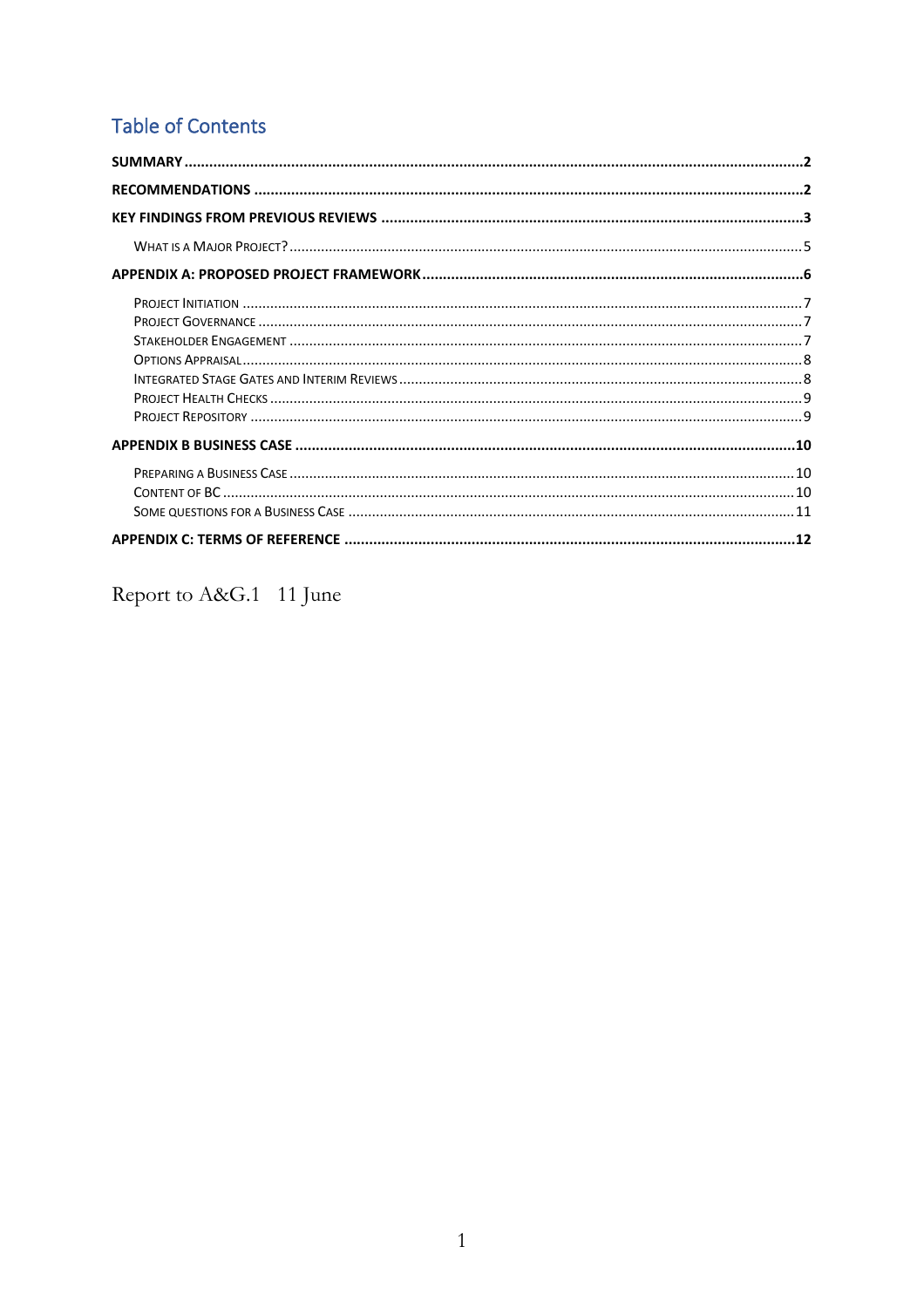## Table of Contents

**SUMMARY** .....2

**RECOMMENDATIONS** .....2

**KEY FINDINGS FROM PREVIOUS REVIEWS** .....3

- WHAT IS A MAJOR PROJECT? .....5

**APPENDIX A: PROPOSED PROJECT FRAMEWORK** .....6

- PROJECT INITIATION .....7
- PROJECT GOVERNANCE .....7
- STAKEHOLDER ENGAGEMENT .....7
- OPTIONS APPRAISAL .....8
- INTEGRATED STAGE GATES AND INTERIM REVIEWS .....8
- PROJECT HEALTH CHECKS .....9
- PROJECT REPOSITORY .....9

**APPENDIX B BUSINESS CASE** .....10

- PREPARING A BUSINESS CASE .....10
- CONTENT OF BC .....10
- SOME QUESTIONS FOR A BUSINESS CASE .....11

**APPENDIX C: TERMS OF REFERENCE** .....12

Report to A&G.1 11 June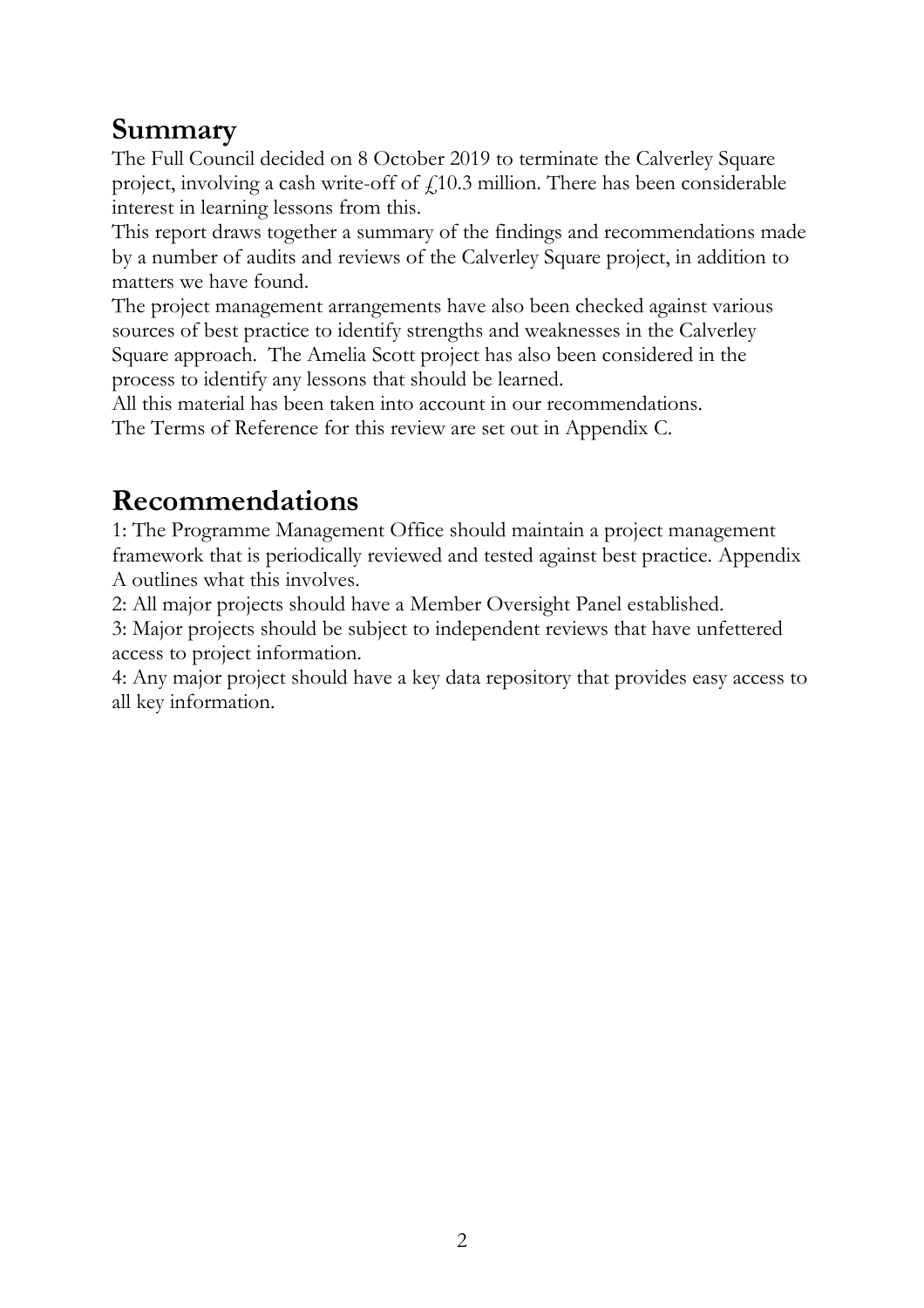## Summary

The Full Council decided on 8 October 2019 to terminate the Calverley Square project, involving a cash write-off of £10.3 million. There has been considerable interest in learning lessons from this.

This report draws together a summary of the findings and recommendations made by a number of audits and reviews of the Calverley Square project, in addition to matters we have found.

The project management arrangements have also been checked against various sources of best practice to identify strengths and weaknesses in the Calverley Square approach. The Amelia Scott project has also been considered in the process to identify any lessons that should be learned.

All this material has been taken into account in our recommendations.

The Terms of Reference for this review are set out in Appendix C.

## Recommendations

1: The Programme Management Office should maintain a project management framework that is periodically reviewed and tested against best practice. Appendix A outlines what this involves.

2: All major projects should have a Member Oversight Panel established.

3: Major projects should be subject to independent reviews that have unfettered access to project information.

4: Any major project should have a key data repository that provides easy access to all key information.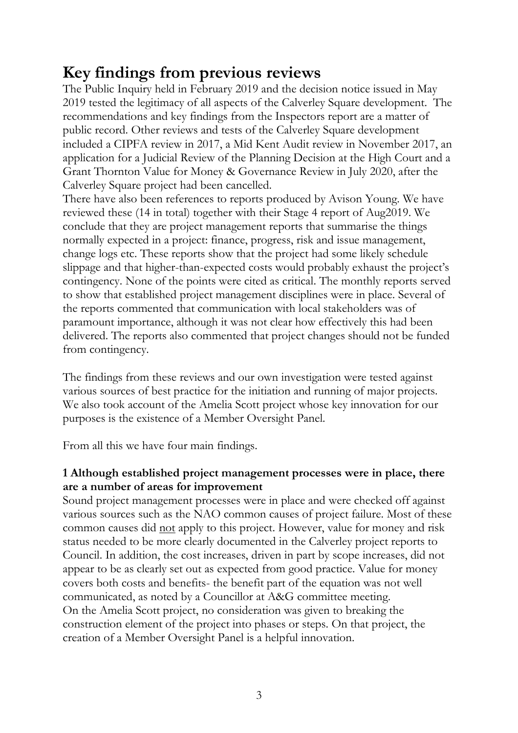# Key findings from previous reviews

The Public Inquiry held in February 2019 and the decision notice issued in May 2019 tested the legitimacy of all aspects of the Calverley Square development. The recommendations and key findings from the Inspectors report are a matter of public record. Other reviews and tests of the Calverley Square development included a CIPFA review in 2017, a Mid Kent Audit review in November 2017, an application for a Judicial Review of the Planning Decision at the High Court and a Grant Thornton Value for Money & Governance Review in July 2020, after the Calverley Square project had been cancelled.

There have also been references to reports produced by Avison Young. We have reviewed these (14 in total) together with their Stage 4 report of Aug2019. We conclude that they are project management reports that summarise the things normally expected in a project: finance, progress, risk and issue management, change logs etc. These reports show that the project had some likely schedule slippage and that higher-than-expected costs would probably exhaust the project's contingency. None of the points were cited as critical. The monthly reports served to show that established project management disciplines were in place. Several of the reports commented that communication with local stakeholders was of paramount importance, although it was not clear how effectively this had been delivered. The reports also commented that project changes should not be funded from contingency.

The findings from these reviews and our own investigation were tested against various sources of best practice for the initiation and running of major projects. We also took account of the Amelia Scott project whose key innovation for our purposes is the existence of a Member Oversight Panel.

From all this we have four main findings.

**1 Although established project management processes were in place, there are a number of areas for improvement**

Sound project management processes were in place and were checked off against various sources such as the NAO common causes of project failure. Most of these common causes did <u>not</u> apply to this project. However, value for money and risk status needed to be more clearly documented in the Calverley project reports to Council. In addition, the cost increases, driven in part by scope increases, did not appear to be as clearly set out as expected from good practice. Value for money covers both costs and benefits- the benefit part of the equation was not well communicated, as noted by a Councillor at A&G committee meeting.

On the Amelia Scott project, no consideration was given to breaking the construction element of the project into phases or steps. On that project, the creation of a Member Oversight Panel is a helpful innovation.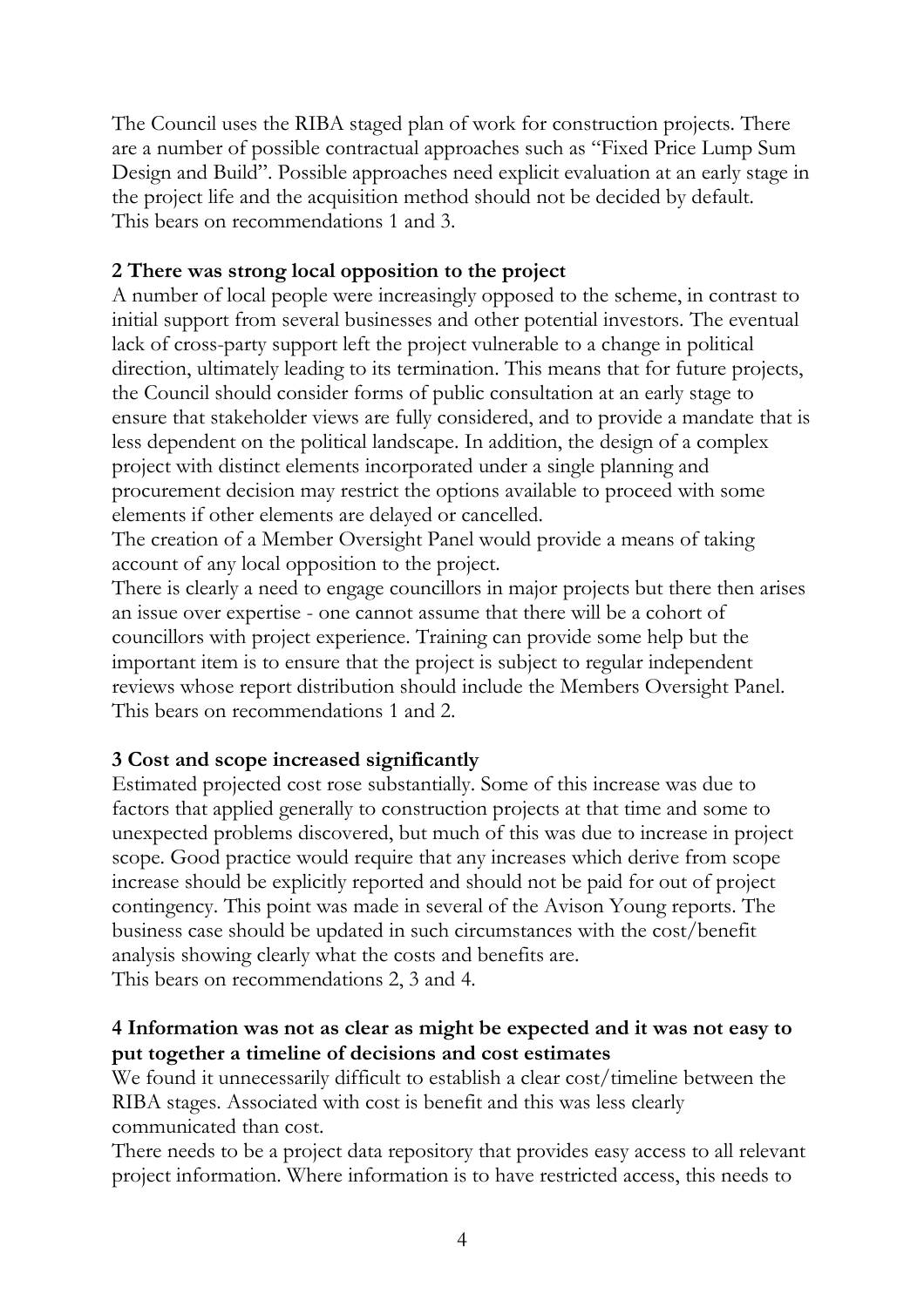The Council uses the RIBA staged plan of work for construction projects. There are a number of possible contractual approaches such as "Fixed Price Lump Sum Design and Build". Possible approaches need explicit evaluation at an early stage in the project life and the acquisition method should not be decided by default.
This bears on recommendations 1 and 3.

**2 There was strong local opposition to the project**

A number of local people were increasingly opposed to the scheme, in contrast to initial support from several businesses and other potential investors. The eventual lack of cross-party support left the project vulnerable to a change in political direction, ultimately leading to its termination. This means that for future projects, the Council should consider forms of public consultation at an early stage to ensure that stakeholder views are fully considered, and to provide a mandate that is less dependent on the political landscape. In addition, the design of a complex project with distinct elements incorporated under a single planning and procurement decision may restrict the options available to proceed with some elements if other elements are delayed or cancelled.
The creation of a Member Oversight Panel would provide a means of taking account of any local opposition to the project.
There is clearly a need to engage councillors in major projects but there then arises an issue over expertise - one cannot assume that there will be a cohort of councillors with project experience. Training can provide some help but the important item is to ensure that the project is subject to regular independent reviews whose report distribution should include the Members Oversight Panel.
This bears on recommendations 1 and 2.

**3 Cost and scope increased significantly**

Estimated projected cost rose substantially. Some of this increase was due to factors that applied generally to construction projects at that time and some to unexpected problems discovered, but much of this was due to increase in project scope. Good practice would require that any increases which derive from scope increase should be explicitly reported and should not be paid for out of project contingency. This point was made in several of the Avison Young reports. The business case should be updated in such circumstances with the cost/benefit analysis showing clearly what the costs and benefits are.
This bears on recommendations 2, 3 and 4.

**4 Information was not as clear as might be expected and it was not easy to put together a timeline of decisions and cost estimates**

We found it unnecessarily difficult to establish a clear cost/timeline between the RIBA stages. Associated with cost is benefit and this was less clearly communicated than cost.
There needs to be a project data repository that provides easy access to all relevant project information. Where information is to have restricted access, this needs to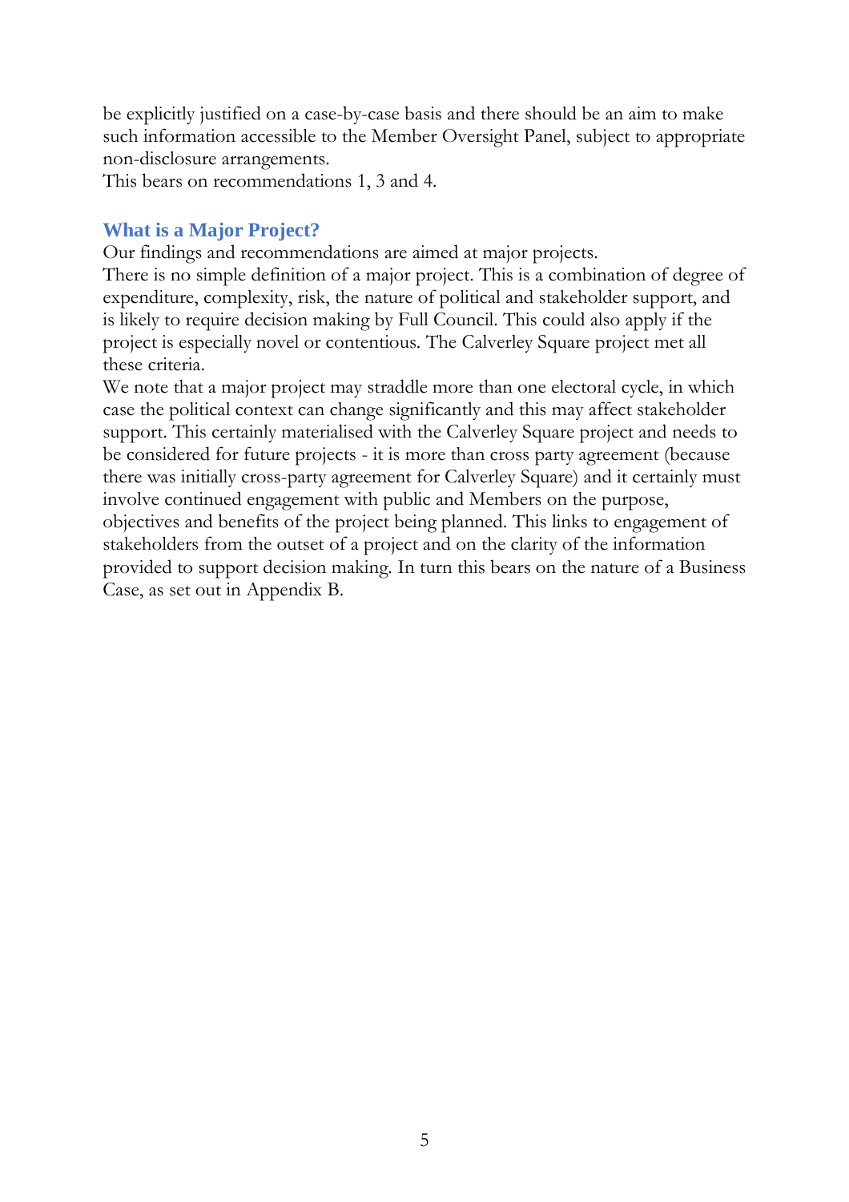be explicitly justified on a case-by-case basis and there should be an aim to make such information accessible to the Member Oversight Panel, subject to appropriate non-disclosure arrangements.
This bears on recommendations 1, 3 and 4.

## What is a Major Project?

Our findings and recommendations are aimed at major projects.
There is no simple definition of a major project. This is a combination of degree of expenditure, complexity, risk, the nature of political and stakeholder support, and is likely to require decision making by Full Council. This could also apply if the project is especially novel or contentious. The Calverley Square project met all these criteria.
We note that a major project may straddle more than one electoral cycle, in which case the political context can change significantly and this may affect stakeholder support. This certainly materialised with the Calverley Square project and needs to be considered for future projects - it is more than cross party agreement (because there was initially cross-party agreement for Calverley Square) and it certainly must involve continued engagement with public and Members on the purpose, objectives and benefits of the project being planned. This links to engagement of stakeholders from the outset of a project and on the clarity of the information provided to support decision making. In turn this bears on the nature of a Business Case, as set out in Appendix B.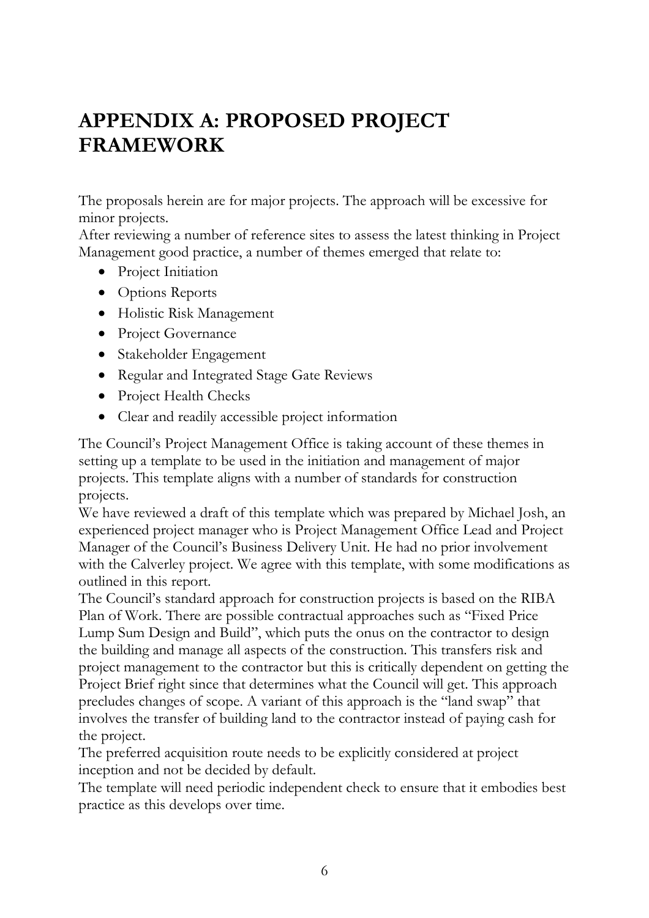# APPENDIX A: PROPOSED PROJECT FRAMEWORK

The proposals herein are for major projects. The approach will be excessive for minor projects.

After reviewing a number of reference sites to assess the latest thinking in Project Management good practice, a number of themes emerged that relate to:

- Project Initiation
- Options Reports
- Holistic Risk Management
- Project Governance
- Stakeholder Engagement
- Regular and Integrated Stage Gate Reviews
- Project Health Checks
- Clear and readily accessible project information

The Council's Project Management Office is taking account of these themes in setting up a template to be used in the initiation and management of major projects. This template aligns with a number of standards for construction projects.

We have reviewed a draft of this template which was prepared by Michael Josh, an experienced project manager who is Project Management Office Lead and Project Manager of the Council's Business Delivery Unit. He had no prior involvement with the Calverley project. We agree with this template, with some modifications as outlined in this report.

The Council's standard approach for construction projects is based on the RIBA Plan of Work. There are possible contractual approaches such as "Fixed Price Lump Sum Design and Build", which puts the onus on the contractor to design the building and manage all aspects of the construction. This transfers risk and project management to the contractor but this is critically dependent on getting the Project Brief right since that determines what the Council will get. This approach precludes changes of scope. A variant of this approach is the "land swap" that involves the transfer of building land to the contractor instead of paying cash for the project.

The preferred acquisition route needs to be explicitly considered at project inception and not be decided by default.

The template will need periodic independent check to ensure that it embodies best practice as this develops over time.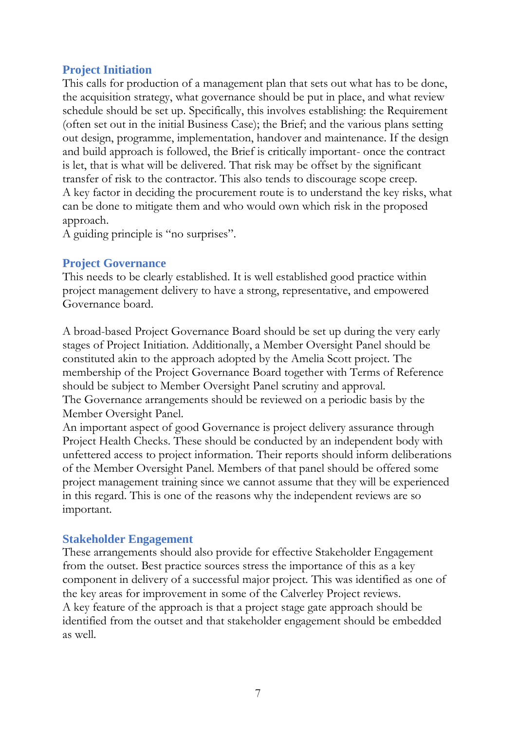## Project Initiation

This calls for production of a management plan that sets out what has to be done, the acquisition strategy, what governance should be put in place, and what review schedule should be set up. Specifically, this involves establishing: the Requirement (often set out in the initial Business Case); the Brief; and the various plans setting out design, programme, implementation, handover and maintenance. If the design and build approach is followed, the Brief is critically important- once the contract is let, that is what will be delivered. That risk may be offset by the significant transfer of risk to the contractor. This also tends to discourage scope creep.
A key factor in deciding the procurement route is to understand the key risks, what can be done to mitigate them and who would own which risk in the proposed approach.
A guiding principle is "no surprises".

## Project Governance

This needs to be clearly established. It is well established good practice within project management delivery to have a strong, representative, and empowered Governance board.

A broad-based Project Governance Board should be set up during the very early stages of Project Initiation. Additionally, a Member Oversight Panel should be constituted akin to the approach adopted by the Amelia Scott project. The membership of the Project Governance Board together with Terms of Reference should be subject to Member Oversight Panel scrutiny and approval.
The Governance arrangements should be reviewed on a periodic basis by the Member Oversight Panel.
An important aspect of good Governance is project delivery assurance through Project Health Checks. These should be conducted by an independent body with unfettered access to project information. Their reports should inform deliberations of the Member Oversight Panel. Members of that panel should be offered some project management training since we cannot assume that they will be experienced in this regard. This is one of the reasons why the independent reviews are so important.

## Stakeholder Engagement

These arrangements should also provide for effective Stakeholder Engagement from the outset. Best practice sources stress the importance of this as a key component in delivery of a successful major project. This was identified as one of the key areas for improvement in some of the Calverley Project reviews.
A key feature of the approach is that a project stage gate approach should be identified from the outset and that stakeholder engagement should be embedded as well.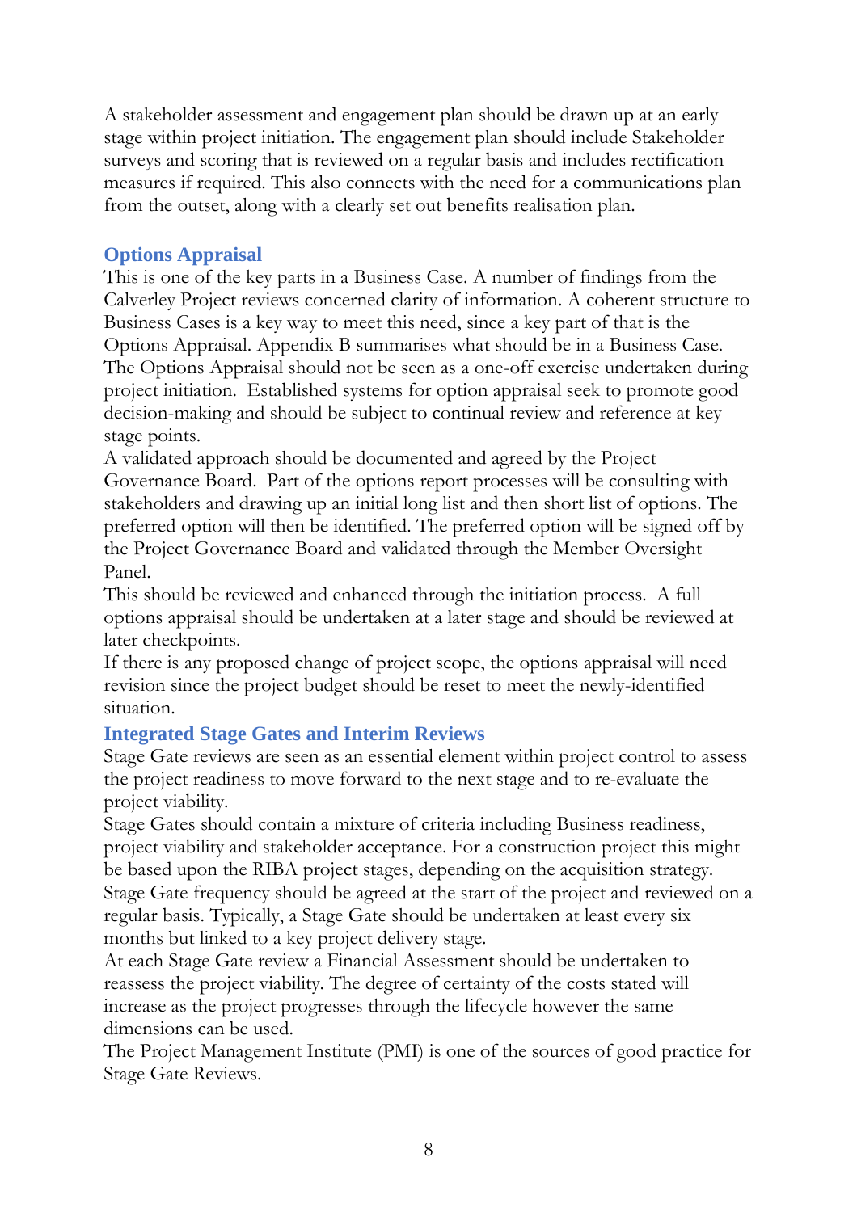A stakeholder assessment and engagement plan should be drawn up at an early stage within project initiation. The engagement plan should include Stakeholder surveys and scoring that is reviewed on a regular basis and includes rectification measures if required. This also connects with the need for a communications plan from the outset, along with a clearly set out benefits realisation plan.

## Options Appraisal

This is one of the key parts in a Business Case. A number of findings from the Calverley Project reviews concerned clarity of information. A coherent structure to Business Cases is a key way to meet this need, since a key part of that is the Options Appraisal. Appendix B summarises what should be in a Business Case. The Options Appraisal should not be seen as a one-off exercise undertaken during project initiation. Established systems for option appraisal seek to promote good decision-making and should be subject to continual review and reference at key stage points.

A validated approach should be documented and agreed by the Project Governance Board. Part of the options report processes will be consulting with stakeholders and drawing up an initial long list and then short list of options. The preferred option will then be identified. The preferred option will be signed off by the Project Governance Board and validated through the Member Oversight Panel.

This should be reviewed and enhanced through the initiation process. A full options appraisal should be undertaken at a later stage and should be reviewed at later checkpoints.

If there is any proposed change of project scope, the options appraisal will need revision since the project budget should be reset to meet the newly-identified situation.

## Integrated Stage Gates and Interim Reviews

Stage Gate reviews are seen as an essential element within project control to assess the project readiness to move forward to the next stage and to re-evaluate the project viability.

Stage Gates should contain a mixture of criteria including Business readiness, project viability and stakeholder acceptance. For a construction project this might be based upon the RIBA project stages, depending on the acquisition strategy.

Stage Gate frequency should be agreed at the start of the project and reviewed on a regular basis. Typically, a Stage Gate should be undertaken at least every six months but linked to a key project delivery stage.

At each Stage Gate review a Financial Assessment should be undertaken to reassess the project viability. The degree of certainty of the costs stated will increase as the project progresses through the lifecycle however the same dimensions can be used.

The Project Management Institute (PMI) is one of the sources of good practice for Stage Gate Reviews.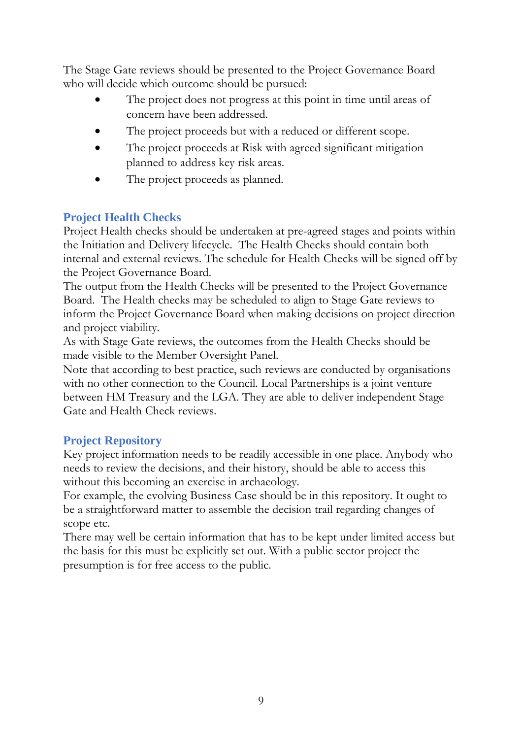The Stage Gate reviews should be presented to the Project Governance Board who will decide which outcome should be pursued:

- The project does not progress at this point in time until areas of concern have been addressed.
- The project proceeds but with a reduced or different scope.
- The project proceeds at Risk with agreed significant mitigation planned to address key risk areas.
- The project proceeds as planned.

## Project Health Checks

Project Health checks should be undertaken at pre-agreed stages and points within the Initiation and Delivery lifecycle. The Health Checks should contain both internal and external reviews. The schedule for Health Checks will be signed off by the Project Governance Board.

The output from the Health Checks will be presented to the Project Governance Board. The Health checks may be scheduled to align to Stage Gate reviews to inform the Project Governance Board when making decisions on project direction and project viability.

As with Stage Gate reviews, the outcomes from the Health Checks should be made visible to the Member Oversight Panel.

Note that according to best practice, such reviews are conducted by organisations with no other connection to the Council. Local Partnerships is a joint venture between HM Treasury and the LGA. They are able to deliver independent Stage Gate and Health Check reviews.

## Project Repository

Key project information needs to be readily accessible in one place. Anybody who needs to review the decisions, and their history, should be able to access this without this becoming an exercise in archaeology.

For example, the evolving Business Case should be in this repository. It ought to be a straightforward matter to assemble the decision trail regarding changes of scope etc.

There may well be certain information that has to be kept under limited access but the basis for this must be explicitly set out. With a public sector project the presumption is for free access to the public.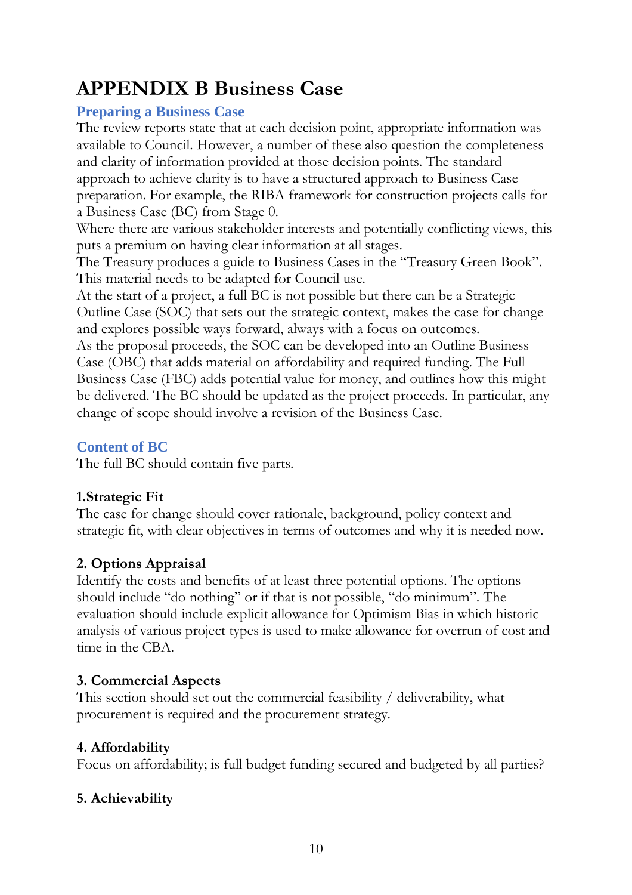# APPENDIX B Business Case

## Preparing a Business Case

The review reports state that at each decision point, appropriate information was available to Council. However, a number of these also question the completeness and clarity of information provided at those decision points. The standard approach to achieve clarity is to have a structured approach to Business Case preparation. For example, the RIBA framework for construction projects calls for a Business Case (BC) from Stage 0.

Where there are various stakeholder interests and potentially conflicting views, this puts a premium on having clear information at all stages.

The Treasury produces a guide to Business Cases in the "Treasury Green Book". This material needs to be adapted for Council use.

At the start of a project, a full BC is not possible but there can be a Strategic Outline Case (SOC) that sets out the strategic context, makes the case for change and explores possible ways forward, always with a focus on outcomes.

As the proposal proceeds, the SOC can be developed into an Outline Business Case (OBC) that adds material on affordability and required funding. The Full Business Case (FBC) adds potential value for money, and outlines how this might be delivered. The BC should be updated as the project proceeds. In particular, any change of scope should involve a revision of the Business Case.

## Content of BC

The full BC should contain five parts.

### 1.Strategic Fit

The case for change should cover rationale, background, policy context and strategic fit, with clear objectives in terms of outcomes and why it is needed now.

### 2. Options Appraisal

Identify the costs and benefits of at least three potential options. The options should include "do nothing" or if that is not possible, "do minimum". The evaluation should include explicit allowance for Optimism Bias in which historic analysis of various project types is used to make allowance for overrun of cost and time in the CBA.

### 3. Commercial Aspects

This section should set out the commercial feasibility / deliverability, what procurement is required and the procurement strategy.

### 4. Affordability

Focus on affordability; is full budget funding secured and budgeted by all parties?

### 5. Achievability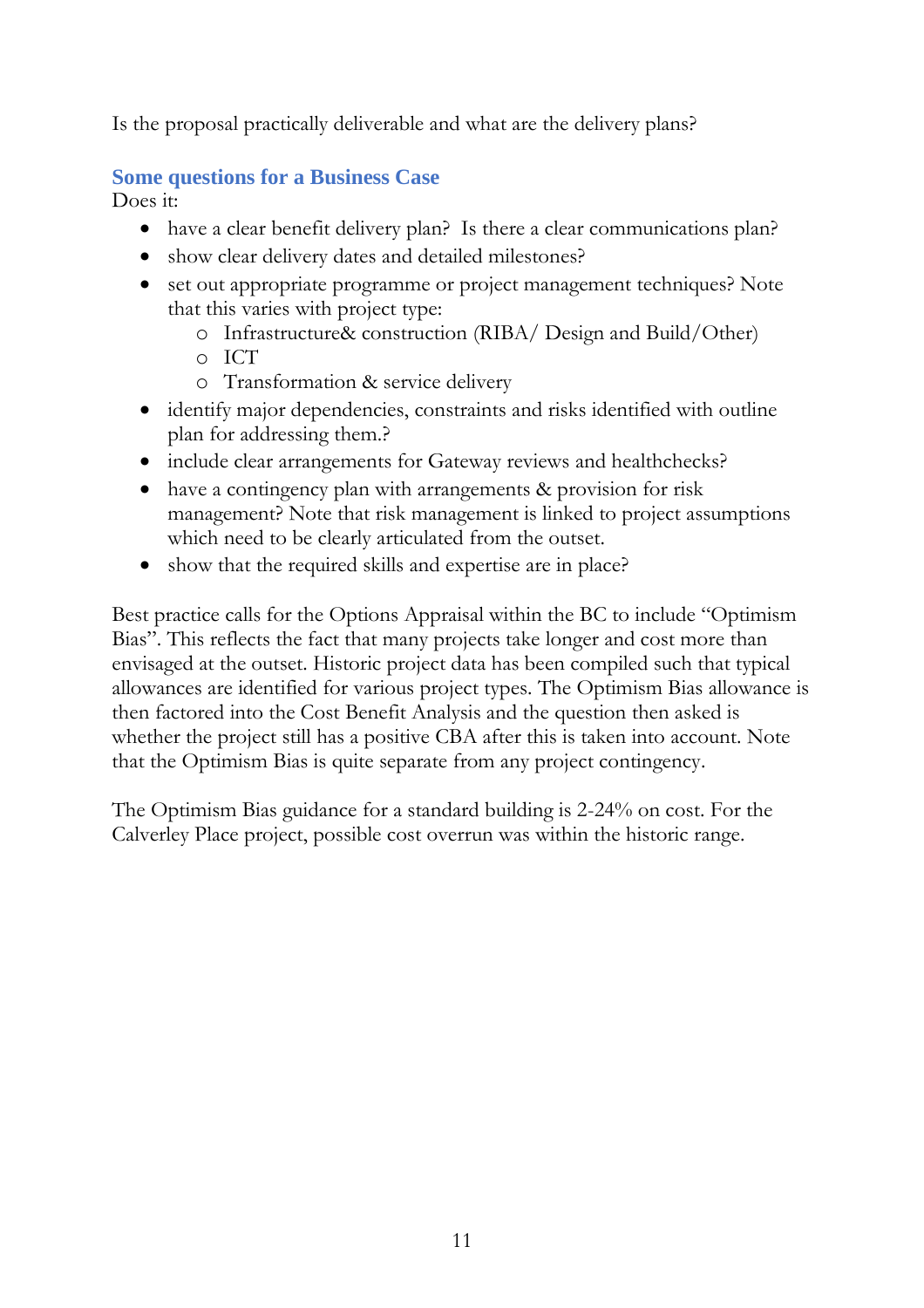Is the proposal practically deliverable and what are the delivery plans?

### Some questions for a Business Case

Does it:

- have a clear benefit delivery plan? Is there a clear communications plan?
- show clear delivery dates and detailed milestones?
- set out appropriate programme or project management techniques? Note that this varies with project type:
  - Infrastructure& construction (RIBA/ Design and Build/Other)
  - ICT
  - Transformation & service delivery
- identify major dependencies, constraints and risks identified with outline plan for addressing them.?
- include clear arrangements for Gateway reviews and healthchecks?
- have a contingency plan with arrangements & provision for risk management? Note that risk management is linked to project assumptions which need to be clearly articulated from the outset.
- show that the required skills and expertise are in place?

Best practice calls for the Options Appraisal within the BC to include "Optimism Bias". This reflects the fact that many projects take longer and cost more than envisaged at the outset. Historic project data has been compiled such that typical allowances are identified for various project types. The Optimism Bias allowance is then factored into the Cost Benefit Analysis and the question then asked is whether the project still has a positive CBA after this is taken into account. Note that the Optimism Bias is quite separate from any project contingency.

The Optimism Bias guidance for a standard building is 2-24% on cost. For the Calverley Place project, possible cost overrun was within the historic range.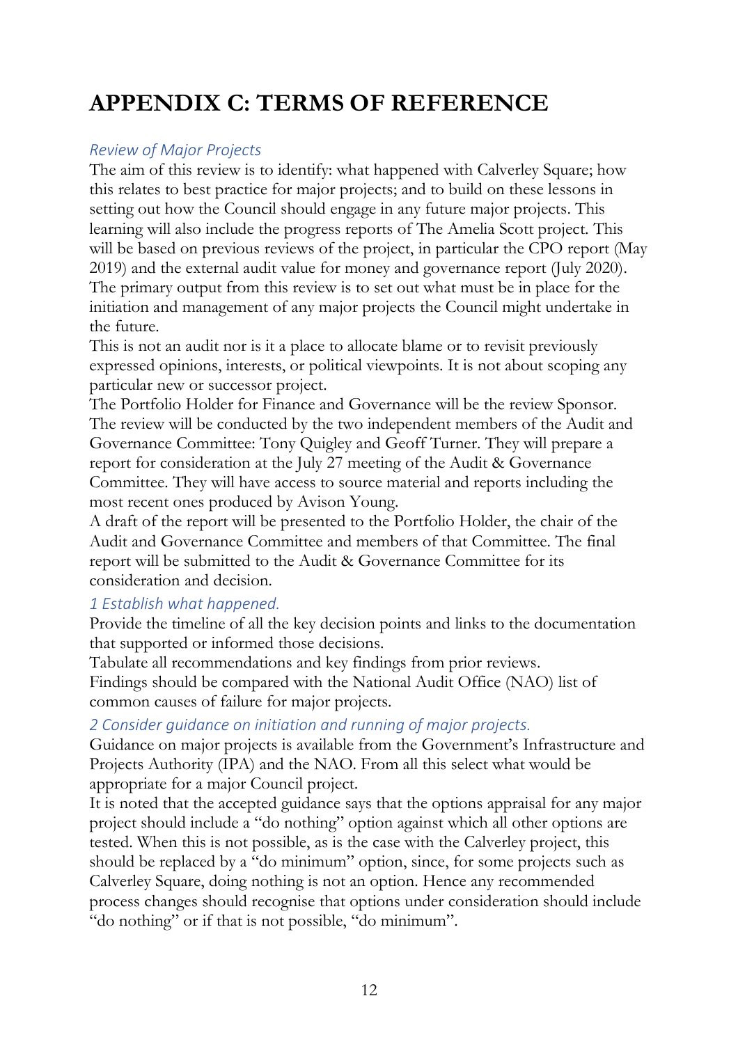# APPENDIX C: TERMS OF REFERENCE

*Review of Major Projects*

The aim of this review is to identify: what happened with Calverley Square; how this relates to best practice for major projects; and to build on these lessons in setting out how the Council should engage in any future major projects. This learning will also include the progress reports of The Amelia Scott project. This will be based on previous reviews of the project, in particular the CPO report (May 2019) and the external audit value for money and governance report (July 2020). The primary output from this review is to set out what must be in place for the initiation and management of any major projects the Council might undertake in the future.

This is not an audit nor is it a place to allocate blame or to revisit previously expressed opinions, interests, or political viewpoints. It is not about scoping any particular new or successor project.

The Portfolio Holder for Finance and Governance will be the review Sponsor. The review will be conducted by the two independent members of the Audit and Governance Committee: Tony Quigley and Geoff Turner. They will prepare a report for consideration at the July 27 meeting of the Audit & Governance Committee. They will have access to source material and reports including the most recent ones produced by Avison Young.

A draft of the report will be presented to the Portfolio Holder, the chair of the Audit and Governance Committee and members of that Committee. The final report will be submitted to the Audit & Governance Committee for its consideration and decision.

*1 Establish what happened.*

Provide the timeline of all the key decision points and links to the documentation that supported or informed those decisions.

Tabulate all recommendations and key findings from prior reviews.

Findings should be compared with the National Audit Office (NAO) list of common causes of failure for major projects.

*2 Consider guidance on initiation and running of major projects.*

Guidance on major projects is available from the Government's Infrastructure and Projects Authority (IPA) and the NAO. From all this select what would be appropriate for a major Council project.

It is noted that the accepted guidance says that the options appraisal for any major project should include a "do nothing" option against which all other options are tested. When this is not possible, as is the case with the Calverley project, this should be replaced by a "do minimum" option, since, for some projects such as Calverley Square, doing nothing is not an option. Hence any recommended process changes should recognise that options under consideration should include "do nothing" or if that is not possible, "do minimum".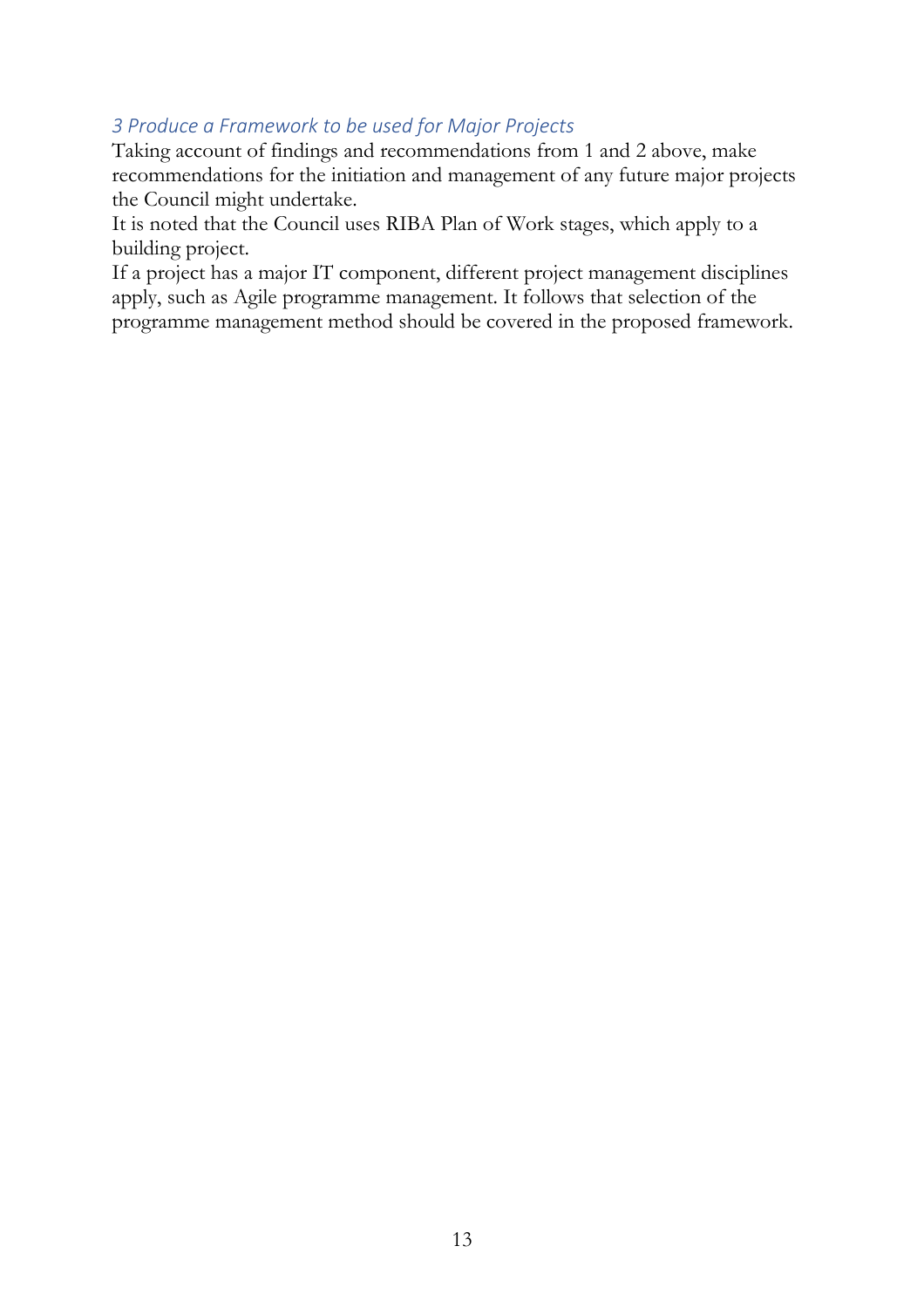### *3 Produce a Framework to be used for Major Projects*

Taking account of findings and recommendations from 1 and 2 above, make recommendations for the initiation and management of any future major projects the Council might undertake.

It is noted that the Council uses RIBA Plan of Work stages, which apply to a building project.

If a project has a major IT component, different project management disciplines apply, such as Agile programme management. It follows that selection of the programme management method should be covered in the proposed framework.